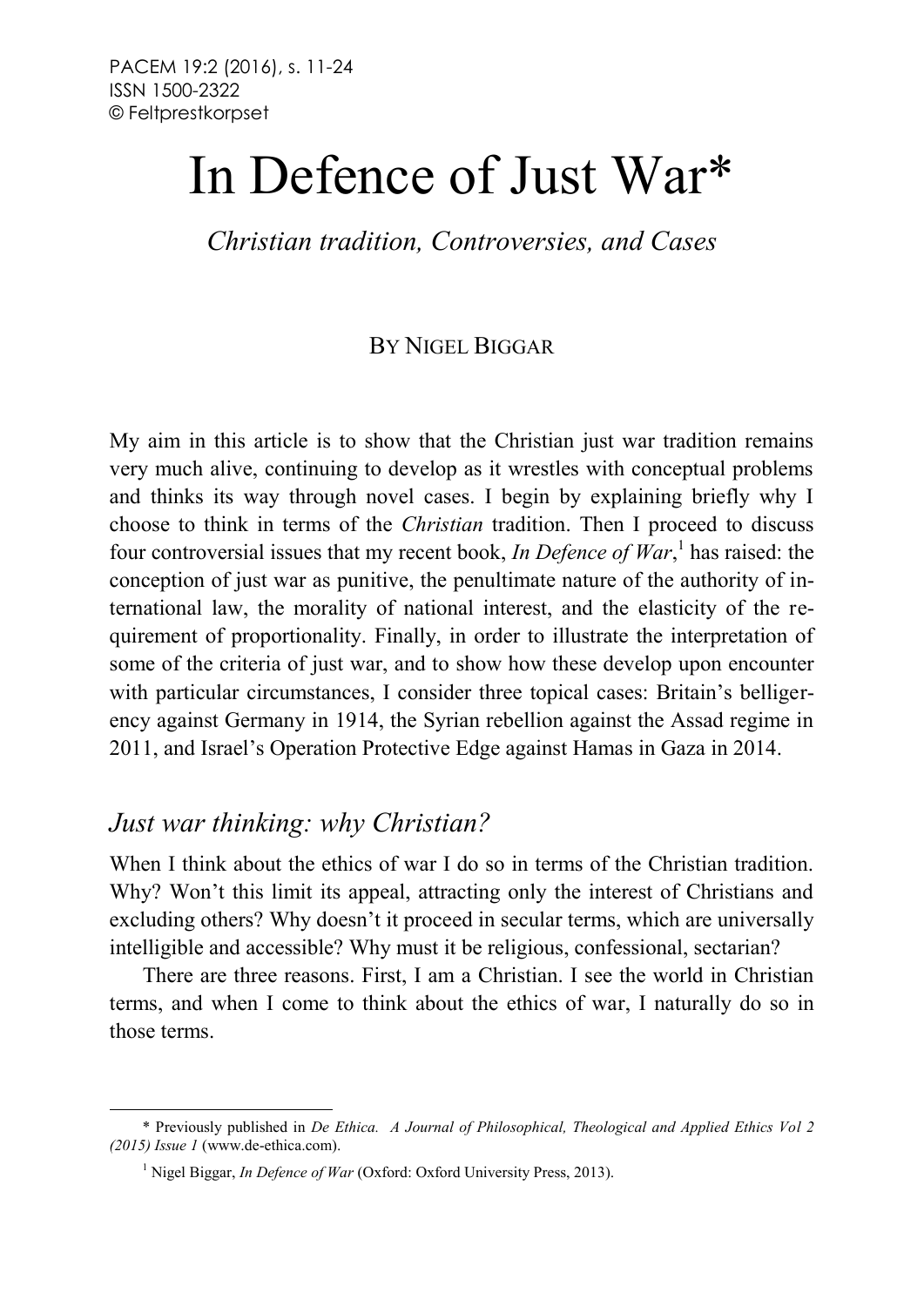# In Defence of Just War*

*Christian tradition, Controversies, and Cases*

BY NIGEL BIGGAR

My aim in this article is to show that the Christian just war tradition remains very much alive, continuing to develop as it wrestles with conceptual problems and thinks its way through novel cases. I begin by explaining briefly why I choose to think in terms of the *Christian* tradition. Then I proceed to discuss four controversial issues that my recent book, *In Defence of War*,[1] has raised: the conception of just war as punitive, the penultimate nature of the authority of international law, the morality of national interest, and the elasticity of the requirement of proportionality. Finally, in order to illustrate the interpretation of some of the criteria of just war, and to show how these develop upon encounter with particular circumstances, I consider three topical cases: Britain's belligerency against Germany in 1914, the Syrian rebellion against the Assad regime in 2011, and Israel's Operation Protective Edge against Hamas in Gaza in 2014.

## *Just war thinking: why Christian?*

When I think about the ethics of war I do so in terms of the Christian tradition. Why? Won't this limit its appeal, attracting only the interest of Christians and excluding others? Why doesn't it proceed in secular terms, which are universally intelligible and accessible? Why must it be religious, confessional, sectarian?

There are three reasons. First, I am a Christian. I see the world in Christian terms, and when I come to think about the ethics of war, I naturally do so in those terms.

---

\* Previously published in *De Ethica. A Journal of Philosophical, Theological and Applied Ethics Vol 2 (2015) Issue 1* (www.de-ethica.com).

[1] Nigel Biggar, *In Defence of War* (Oxford: Oxford University Press, 2013).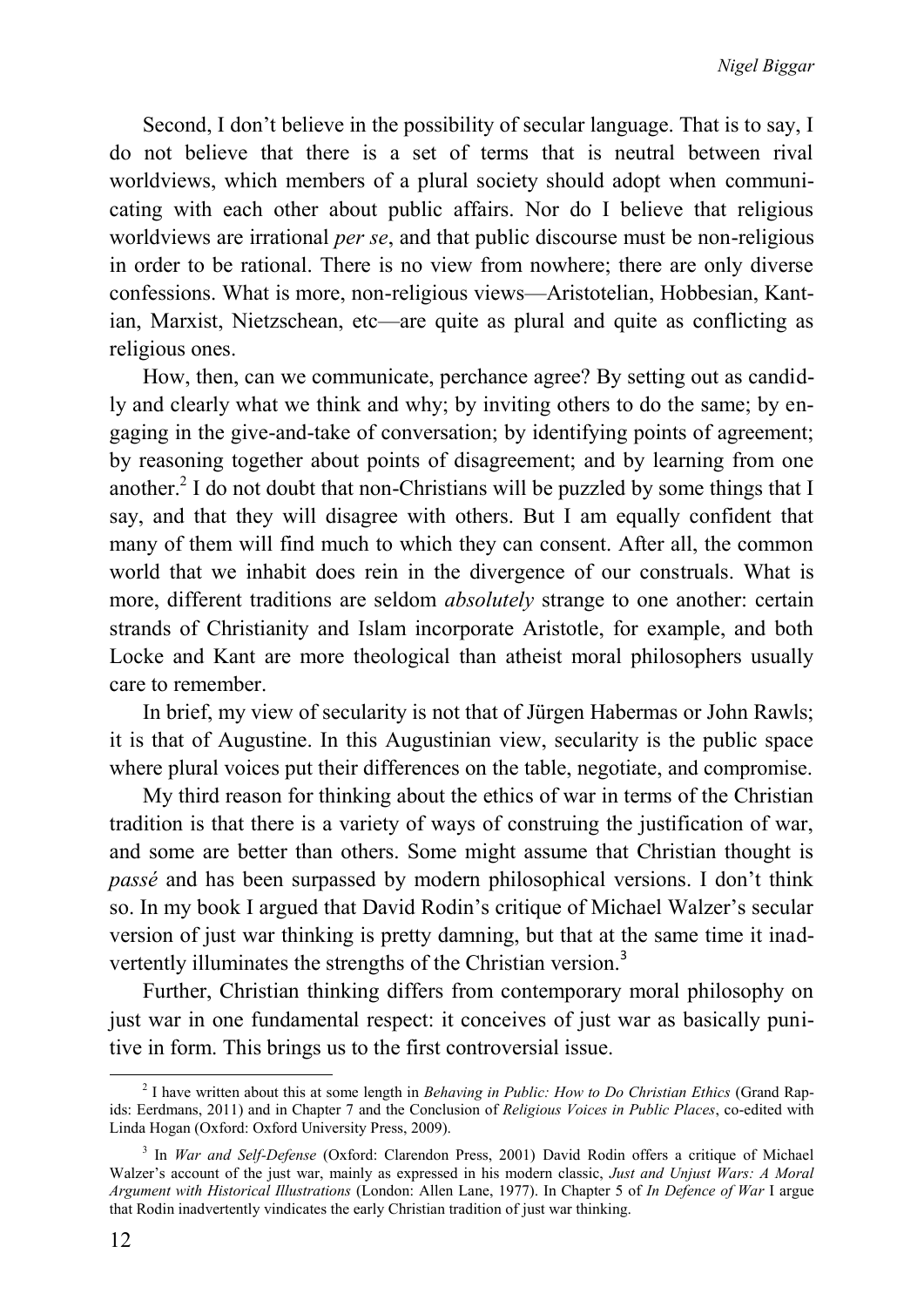Second, I don't believe in the possibility of secular language. That is to say, I do not believe that there is a set of terms that is neutral between rival worldviews, which members of a plural society should adopt when communicating with each other about public affairs. Nor do I believe that religious worldviews are irrational *per se*, and that public discourse must be non-religious in order to be rational. There is no view from nowhere; there are only diverse confessions. What is more, non-religious views—Aristotelian, Hobbesian, Kantian, Marxist, Nietzschean, etc—are quite as plural and quite as conflicting as religious ones.

How, then, can we communicate, perchance agree? By setting out as candidly and clearly what we think and why; by inviting others to do the same; by engaging in the give-and-take of conversation; by identifying points of agreement; by reasoning together about points of disagreement; and by learning from one another.[2] I do not doubt that non-Christians will be puzzled by some things that I say, and that they will disagree with others. But I am equally confident that many of them will find much to which they can consent. After all, the common world that we inhabit does rein in the divergence of our construals. What is more, different traditions are seldom *absolutely* strange to one another: certain strands of Christianity and Islam incorporate Aristotle, for example, and both Locke and Kant are more theological than atheist moral philosophers usually care to remember.

In brief, my view of secularity is not that of Jürgen Habermas or John Rawls; it is that of Augustine. In this Augustinian view, secularity is the public space where plural voices put their differences on the table, negotiate, and compromise.

My third reason for thinking about the ethics of war in terms of the Christian tradition is that there is a variety of ways of construing the justification of war, and some are better than others. Some might assume that Christian thought is *passé* and has been surpassed by modern philosophical versions. I don't think so. In my book I argued that David Rodin's critique of Michael Walzer's secular version of just war thinking is pretty damning, but that at the same time it inadvertently illuminates the strengths of the Christian version.[3]

Further, Christian thinking differs from contemporary moral philosophy on just war in one fundamental respect: it conceives of just war as basically punitive in form. This brings us to the first controversial issue.

[2] I have written about this at some length in *Behaving in Public: How to Do Christian Ethics* (Grand Rapids: Eerdmans, 2011) and in Chapter 7 and the Conclusion of *Religious Voices in Public Places*, co-edited with Linda Hogan (Oxford: Oxford University Press, 2009).

[3] In *War and Self-Defense* (Oxford: Clarendon Press, 2001) David Rodin offers a critique of Michael Walzer's account of the just war, mainly as expressed in his modern classic, *Just and Unjust Wars: A Moral Argument with Historical Illustrations* (London: Allen Lane, 1977). In Chapter 5 of *In Defence of War* I argue that Rodin inadvertently vindicates the early Christian tradition of just war thinking.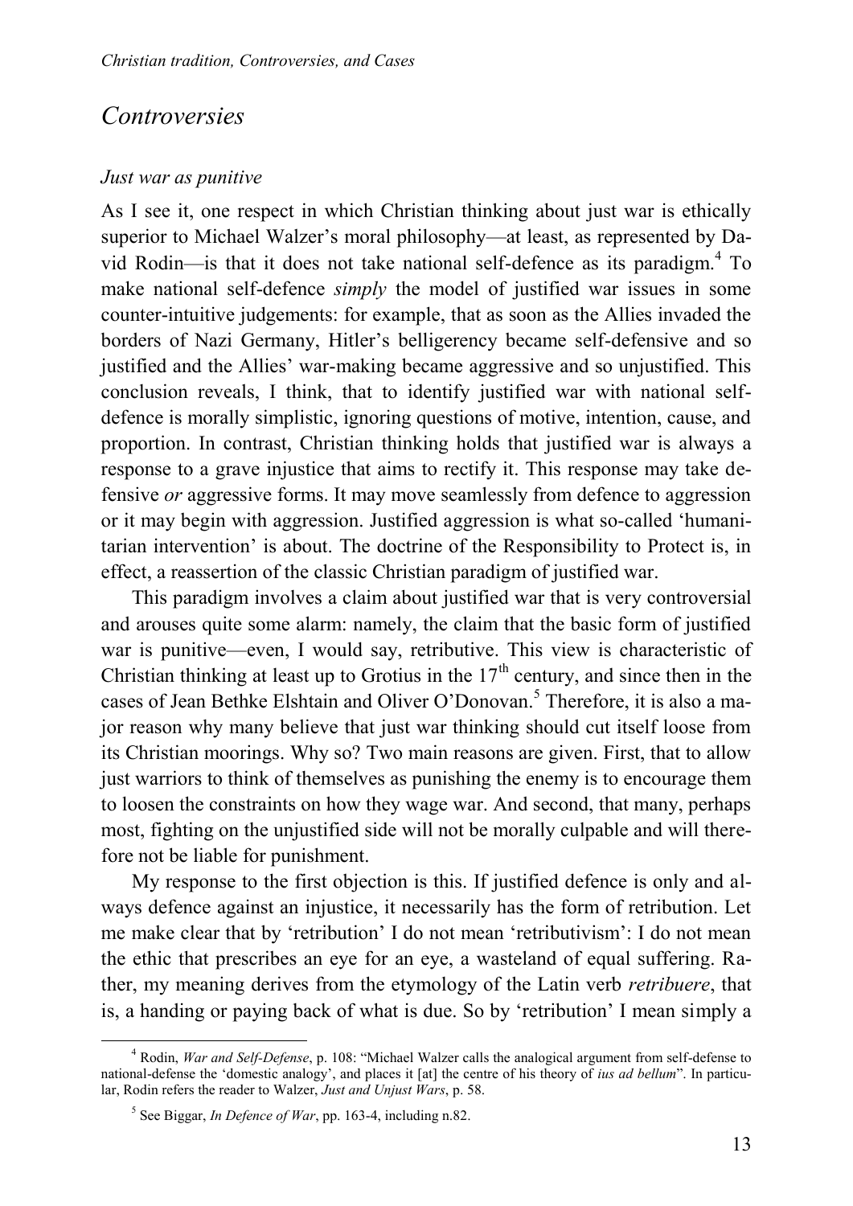## *Controversies*

### *Just war as punitive*

As I see it, one respect in which Christian thinking about just war is ethically superior to Michael Walzer's moral philosophy—at least, as represented by David Rodin—is that it does not take national self-defence as its paradigm.[4] To make national self-defence *simply* the model of justified war issues in some counter-intuitive judgements: for example, that as soon as the Allies invaded the borders of Nazi Germany, Hitler's belligerency became self-defensive and so justified and the Allies' war-making became aggressive and so unjustified. This conclusion reveals, I think, that to identify justified war with national self-defence is morally simplistic, ignoring questions of motive, intention, cause, and proportion. In contrast, Christian thinking holds that justified war is always a response to a grave injustice that aims to rectify it. This response may take defensive *or* aggressive forms. It may move seamlessly from defence to aggression or it may begin with aggression. Justified aggression is what so-called 'humanitarian intervention' is about. The doctrine of the Responsibility to Protect is, in effect, a reassertion of the classic Christian paradigm of justified war.

This paradigm involves a claim about justified war that is very controversial and arouses quite some alarm: namely, the claim that the basic form of justified war is punitive—even, I would say, retributive. This view is characteristic of Christian thinking at least up to Grotius in the 17th century, and since then in the cases of Jean Bethke Elshtain and Oliver O'Donovan.[5] Therefore, it is also a major reason why many believe that just war thinking should cut itself loose from its Christian moorings. Why so? Two main reasons are given. First, that to allow just warriors to think of themselves as punishing the enemy is to encourage them to loosen the constraints on how they wage war. And second, that many, perhaps most, fighting on the unjustified side will not be morally culpable and will therefore not be liable for punishment.

My response to the first objection is this. If justified defence is only and always defence against an injustice, it necessarily has the form of retribution. Let me make clear that by 'retribution' I do not mean 'retributivism': I do not mean the ethic that prescribes an eye for an eye, a wasteland of equal suffering. Rather, my meaning derives from the etymology of the Latin verb *retribuere*, that is, a handing or paying back of what is due. So by 'retribution' I mean simply a

---

[4] Rodin, *War and Self-Defense*, p. 108: "Michael Walzer calls the analogical argument from self-defense to national-defense the 'domestic analogy', and places it [at] the centre of his theory of *ius ad bellum*". In particular, Rodin refers the reader to Walzer, *Just and Unjust Wars*, p. 58.

[5] See Biggar, *In Defence of War*, pp. 163-4, including n.82.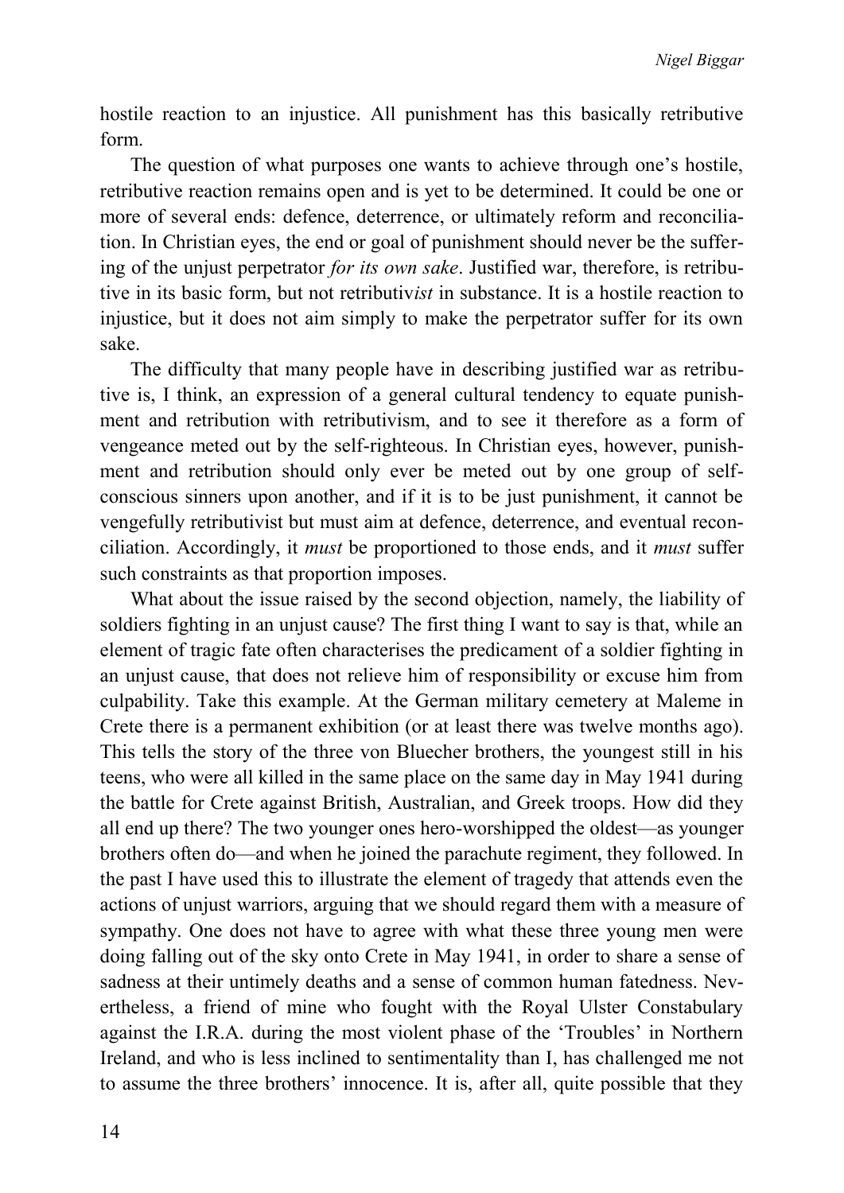hostile reaction to an injustice. All punishment has this basically retributive form.

The question of what purposes one wants to achieve through one's hostile, retributive reaction remains open and is yet to be determined. It could be one or more of several ends: defence, deterrence, or ultimately reform and reconciliation. In Christian eyes, the end or goal of punishment should never be the suffering of the unjust perpetrator *for its own sake*. Justified war, therefore, is retributive in its basic form, but not retributiv*ist* in substance. It is a hostile reaction to injustice, but it does not aim simply to make the perpetrator suffer for its own sake.

The difficulty that many people have in describing justified war as retributive is, I think, an expression of a general cultural tendency to equate punishment and retribution with retributivism, and to see it therefore as a form of vengeance meted out by the self-righteous. In Christian eyes, however, punishment and retribution should only ever be meted out by one group of self-conscious sinners upon another, and if it is to be just punishment, it cannot be vengefully retributivist but must aim at defence, deterrence, and eventual reconciliation. Accordingly, it *must* be proportioned to those ends, and it *must* suffer such constraints as that proportion imposes.

What about the issue raised by the second objection, namely, the liability of soldiers fighting in an unjust cause? The first thing I want to say is that, while an element of tragic fate often characterises the predicament of a soldier fighting in an unjust cause, that does not relieve him of responsibility or excuse him from culpability. Take this example. At the German military cemetery at Maleme in Crete there is a permanent exhibition (or at least there was twelve months ago). This tells the story of the three von Bluecher brothers, the youngest still in his teens, who were all killed in the same place on the same day in May 1941 during the battle for Crete against British, Australian, and Greek troops. How did they all end up there? The two younger ones hero-worshipped the oldest—as younger brothers often do—and when he joined the parachute regiment, they followed. In the past I have used this to illustrate the element of tragedy that attends even the actions of unjust warriors, arguing that we should regard them with a measure of sympathy. One does not have to agree with what these three young men were doing falling out of the sky onto Crete in May 1941, in order to share a sense of sadness at their untimely deaths and a sense of common human fatedness. Nevertheless, a friend of mine who fought with the Royal Ulster Constabulary against the I.R.A. during the most violent phase of the 'Troubles' in Northern Ireland, and who is less inclined to sentimentality than I, has challenged me not to assume the three brothers' innocence. It is, after all, quite possible that they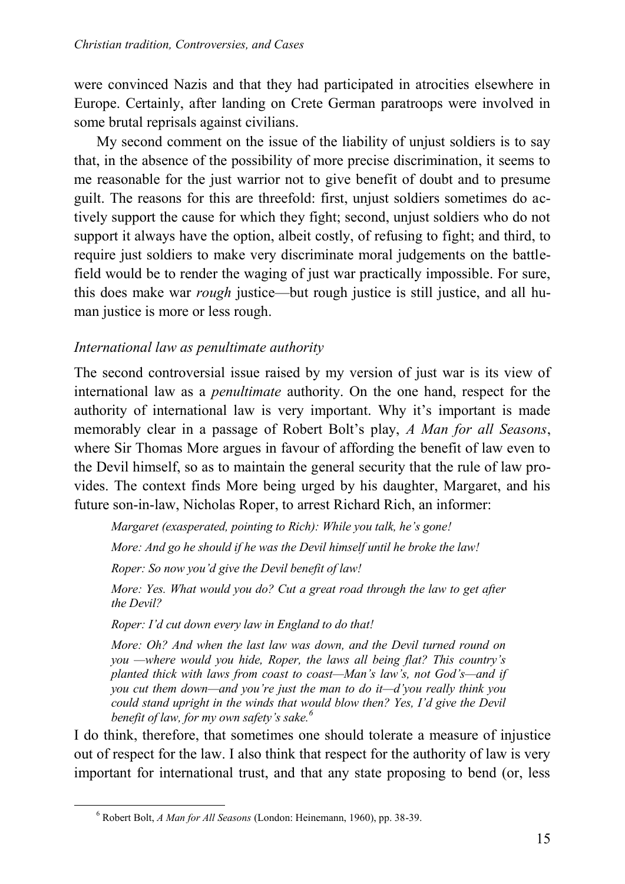were convinced Nazis and that they had participated in atrocities elsewhere in Europe. Certainly, after landing on Crete German paratroops were involved in some brutal reprisals against civilians.

My second comment on the issue of the liability of unjust soldiers is to say that, in the absence of the possibility of more precise discrimination, it seems to me reasonable for the just warrior not to give benefit of doubt and to presume guilt. The reasons for this are threefold: first, unjust soldiers sometimes do actively support the cause for which they fight; second, unjust soldiers who do not support it always have the option, albeit costly, of refusing to fight; and third, to require just soldiers to make very discriminate moral judgements on the battlefield would be to render the waging of just war practically impossible. For sure, this does make war *rough* justice—but rough justice is still justice, and all human justice is more or less rough.

### *International law as penultimate authority*

The second controversial issue raised by my version of just war is its view of international law as a *penultimate* authority. On the one hand, respect for the authority of international law is very important. Why it's important is made memorably clear in a passage of Robert Bolt's play, *A Man for all Seasons*, where Sir Thomas More argues in favour of affording the benefit of law even to the Devil himself, so as to maintain the general security that the rule of law provides. The context finds More being urged by his daughter, Margaret, and his future son-in-law, Nicholas Roper, to arrest Richard Rich, an informer:

> *Margaret (exasperated, pointing to Rich): While you talk, he's gone!*
>
> *More: And go he should if he was the Devil himself until he broke the law!*
>
> *Roper: So now you'd give the Devil benefit of law!*
>
> *More: Yes. What would you do? Cut a great road through the law to get after the Devil?*
>
> *Roper: I'd cut down every law in England to do that!*
>
> *More: Oh? And when the last law was down, and the Devil turned round on you —where would you hide, Roper, the laws all being flat? This country's planted thick with laws from coast to coast—Man's law's, not God's—and if you cut them down—and you're just the man to do it—d'you really think you could stand upright in the winds that would blow then? Yes, I'd give the Devil benefit of law, for my own safety's sake.*[6]

I do think, therefore, that sometimes one should tolerate a measure of injustice out of respect for the law. I also think that respect for the authority of law is very important for international trust, and that any state proposing to bend (or, less

[6] Robert Bolt, *A Man for All Seasons* (London: Heinemann, 1960), pp. 38-39.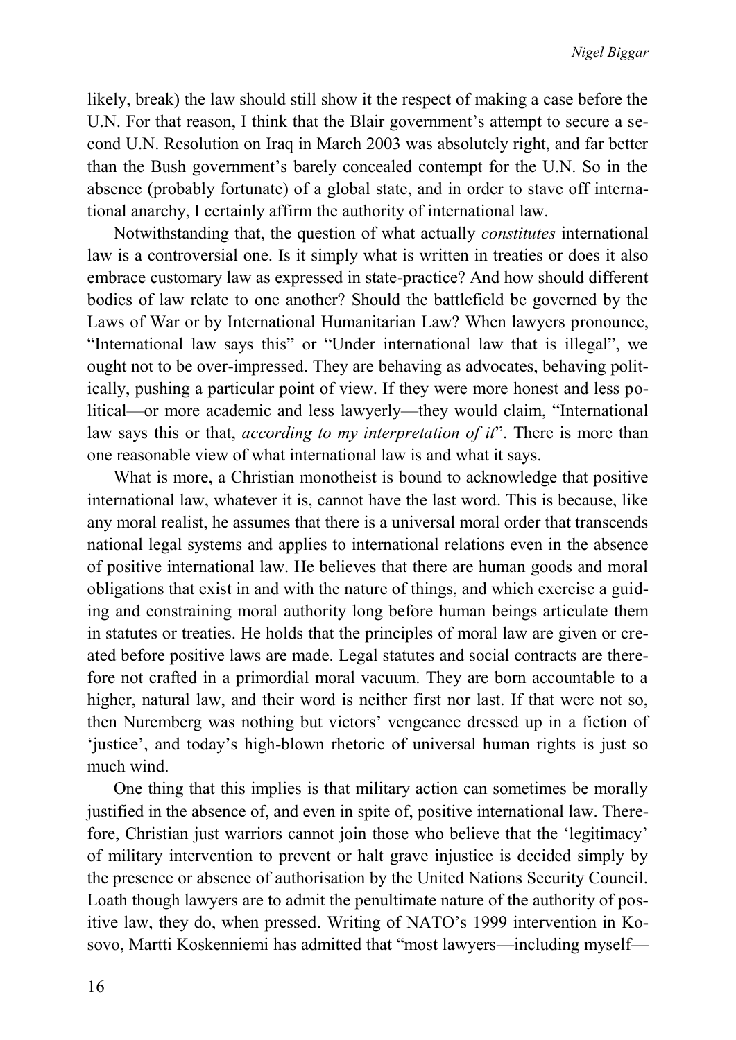likely, break) the law should still show it the respect of making a case before the U.N. For that reason, I think that the Blair government's attempt to secure a second U.N. Resolution on Iraq in March 2003 was absolutely right, and far better than the Bush government's barely concealed contempt for the U.N. So in the absence (probably fortunate) of a global state, and in order to stave off international anarchy, I certainly affirm the authority of international law.

Notwithstanding that, the question of what actually *constitutes* international law is a controversial one. Is it simply what is written in treaties or does it also embrace customary law as expressed in state-practice? And how should different bodies of law relate to one another? Should the battlefield be governed by the Laws of War or by International Humanitarian Law? When lawyers pronounce, "International law says this" or "Under international law that is illegal", we ought not to be over-impressed. They are behaving as advocates, behaving politically, pushing a particular point of view. If they were more honest and less political—or more academic and less lawyerly—they would claim, "International law says this or that, *according to my interpretation of it*". There is more than one reasonable view of what international law is and what it says.

What is more, a Christian monotheist is bound to acknowledge that positive international law, whatever it is, cannot have the last word. This is because, like any moral realist, he assumes that there is a universal moral order that transcends national legal systems and applies to international relations even in the absence of positive international law. He believes that there are human goods and moral obligations that exist in and with the nature of things, and which exercise a guiding and constraining moral authority long before human beings articulate them in statutes or treaties. He holds that the principles of moral law are given or created before positive laws are made. Legal statutes and social contracts are therefore not crafted in a primordial moral vacuum. They are born accountable to a higher, natural law, and their word is neither first nor last. If that were not so, then Nuremberg was nothing but victors' vengeance dressed up in a fiction of 'justice', and today's high-blown rhetoric of universal human rights is just so much wind.

One thing that this implies is that military action can sometimes be morally justified in the absence of, and even in spite of, positive international law. Therefore, Christian just warriors cannot join those who believe that the 'legitimacy' of military intervention to prevent or halt grave injustice is decided simply by the presence or absence of authorisation by the United Nations Security Council. Loath though lawyers are to admit the penultimate nature of the authority of positive law, they do, when pressed. Writing of NATO's 1999 intervention in Kosovo, Martti Koskenniemi has admitted that "most lawyers—including myself—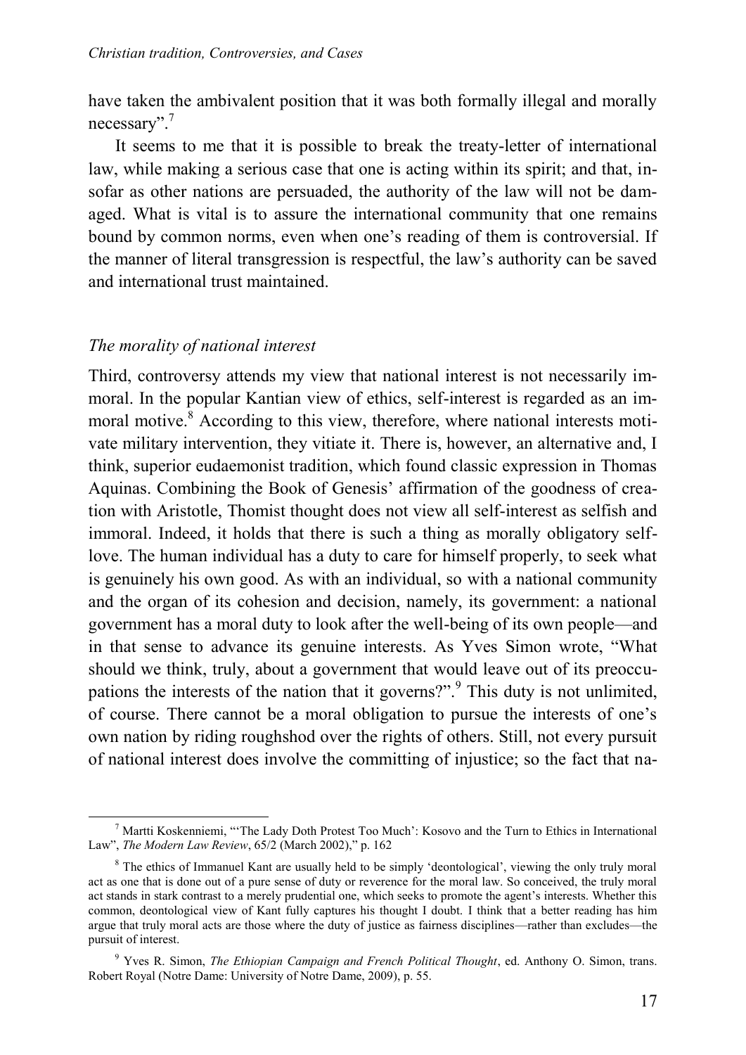have taken the ambivalent position that it was both formally illegal and morally necessary”.[7]

It seems to me that it is possible to break the treaty-letter of international law, while making a serious case that one is acting within its spirit; and that, insofar as other nations are persuaded, the authority of the law will not be damaged. What is vital is to assure the international community that one remains bound by common norms, even when one’s reading of them is controversial. If the manner of literal transgression is respectful, the law’s authority can be saved and international trust maintained.

### *The morality of national interest*

Third, controversy attends my view that national interest is not necessarily immoral. In the popular Kantian view of ethics, self-interest is regarded as an immoral motive.[8] According to this view, therefore, where national interests motivate military intervention, they vitiate it. There is, however, an alternative and, I think, superior eudaemonist tradition, which found classic expression in Thomas Aquinas. Combining the Book of Genesis’ affirmation of the goodness of creation with Aristotle, Thomist thought does not view all self-interest as selfish and immoral. Indeed, it holds that there is such a thing as morally obligatory self-love. The human individual has a duty to care for himself properly, to seek what is genuinely his own good. As with an individual, so with a national community and the organ of its cohesion and decision, namely, its government: a national government has a moral duty to look after the well-being of its own people—and in that sense to advance its genuine interests. As Yves Simon wrote, “What should we think, truly, about a government that would leave out of its preoccupations the interests of the nation that it governs?”.[9] This duty is not unlimited, of course. There cannot be a moral obligation to pursue the interests of one’s own nation by riding roughshod over the rights of others. Still, not every pursuit of national interest does involve the committing of injustice; so the fact that na-

---

[7] Martti Koskenniemi, “‘The Lady Doth Protest Too Much’: Kosovo and the Turn to Ethics in International Law”, *The Modern Law Review*, 65/2 (March 2002),” p. 162

[8] The ethics of Immanuel Kant are usually held to be simply ‘deontological’, viewing the only truly moral act as one that is done out of a pure sense of duty or reverence for the moral law. So conceived, the truly moral act stands in stark contrast to a merely prudential one, which seeks to promote the agent’s interests. Whether this common, deontological view of Kant fully captures his thought I doubt. I think that a better reading has him argue that truly moral acts are those where the duty of justice as fairness disciplines—rather than excludes—the pursuit of interest.

[9] Yves R. Simon, *The Ethiopian Campaign and French Political Thought*, ed. Anthony O. Simon, trans. Robert Royal (Notre Dame: University of Notre Dame, 2009), p. 55.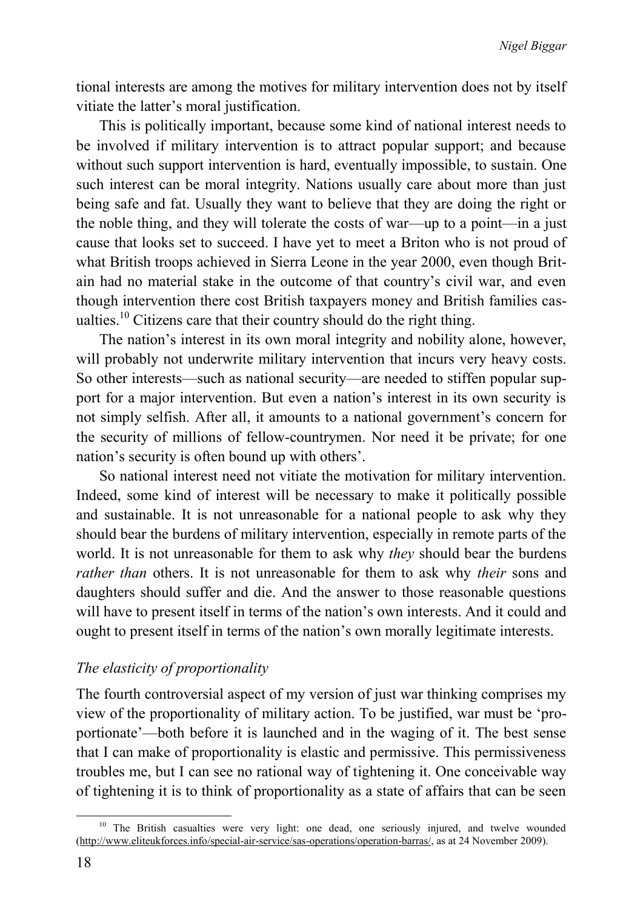tional interests are among the motives for military intervention does not by itself vitiate the latter's moral justification.

This is politically important, because some kind of national interest needs to be involved if military intervention is to attract popular support; and because without such support intervention is hard, eventually impossible, to sustain. One such interest can be moral integrity. Nations usually care about more than just being safe and fat. Usually they want to believe that they are doing the right or the noble thing, and they will tolerate the costs of war—up to a point—in a just cause that looks set to succeed. I have yet to meet a Briton who is not proud of what British troops achieved in Sierra Leone in the year 2000, even though Britain had no material stake in the outcome of that country's civil war, and even though intervention there cost British taxpayers money and British families casualties.[10] Citizens care that their country should do the right thing.

The nation's interest in its own moral integrity and nobility alone, however, will probably not underwrite military intervention that incurs very heavy costs. So other interests—such as national security—are needed to stiffen popular support for a major intervention. But even a nation's interest in its own security is not simply selfish. After all, it amounts to a national government's concern for the security of millions of fellow-countrymen. Nor need it be private; for one nation's security is often bound up with others'.

So national interest need not vitiate the motivation for military intervention. Indeed, some kind of interest will be necessary to make it politically possible and sustainable. It is not unreasonable for a national people to ask why they should bear the burdens of military intervention, especially in remote parts of the world. It is not unreasonable for them to ask why *they* should bear the burdens *rather than* others. It is not unreasonable for them to ask why *their* sons and daughters should suffer and die. And the answer to those reasonable questions will have to present itself in terms of the nation's own interests. And it could and ought to present itself in terms of the nation's own morally legitimate interests.

### *The elasticity of proportionality*

The fourth controversial aspect of my version of just war thinking comprises my view of the proportionality of military action. To be justified, war must be 'proportionate'—both before it is launched and in the waging of it. The best sense that I can make of proportionality is elastic and permissive. This permissiveness troubles me, but I can see no rational way of tightening it. One conceivable way of tightening it is to think of proportionality as a state of affairs that can be seen

[10] The British casualties were very light: one dead, one seriously injured, and twelve wounded (http://www.eliteukforces.info/special-air-service/sas-operations/operation-barras/, as at 24 November 2009).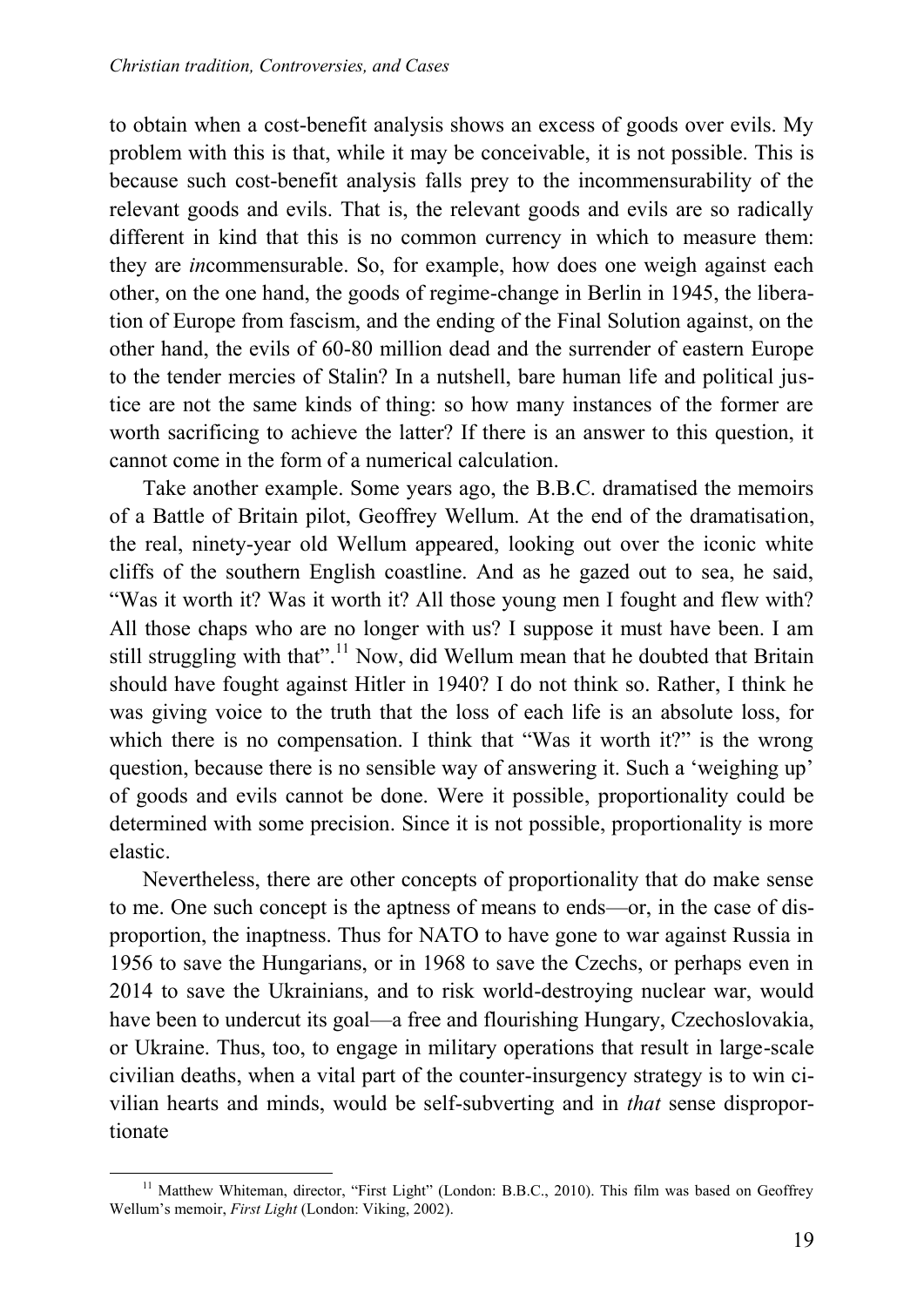to obtain when a cost-benefit analysis shows an excess of goods over evils. My problem with this is that, while it may be conceivable, it is not possible. This is because such cost-benefit analysis falls prey to the incommensurability of the relevant goods and evils. That is, the relevant goods and evils are so radically different in kind that this is no common currency in which to measure them: they are *in*commensurable. So, for example, how does one weigh against each other, on the one hand, the goods of regime-change in Berlin in 1945, the liberation of Europe from fascism, and the ending of the Final Solution against, on the other hand, the evils of 60-80 million dead and the surrender of eastern Europe to the tender mercies of Stalin? In a nutshell, bare human life and political justice are not the same kinds of thing: so how many instances of the former are worth sacrificing to achieve the latter? If there is an answer to this question, it cannot come in the form of a numerical calculation.

Take another example. Some years ago, the B.B.C. dramatised the memoirs of a Battle of Britain pilot, Geoffrey Wellum. At the end of the dramatisation, the real, ninety-year old Wellum appeared, looking out over the iconic white cliffs of the southern English coastline. And as he gazed out to sea, he said, "Was it worth it? Was it worth it? All those young men I fought and flew with? All those chaps who are no longer with us? I suppose it must have been. I am still struggling with that".[11] Now, did Wellum mean that he doubted that Britain should have fought against Hitler in 1940? I do not think so. Rather, I think he was giving voice to the truth that the loss of each life is an absolute loss, for which there is no compensation. I think that "Was it worth it?" is the wrong question, because there is no sensible way of answering it. Such a 'weighing up' of goods and evils cannot be done. Were it possible, proportionality could be determined with some precision. Since it is not possible, proportionality is more elastic.

Nevertheless, there are other concepts of proportionality that do make sense to me. One such concept is the aptness of means to ends—or, in the case of disproportion, the inaptness. Thus for NATO to have gone to war against Russia in 1956 to save the Hungarians, or in 1968 to save the Czechs, or perhaps even in 2014 to save the Ukrainians, and to risk world-destroying nuclear war, would have been to undercut its goal—a free and flourishing Hungary, Czechoslovakia, or Ukraine. Thus, too, to engage in military operations that result in large-scale civilian deaths, when a vital part of the counter-insurgency strategy is to win civilian hearts and minds, would be self-subverting and in *that* sense disproportionate

[11] Matthew Whiteman, director, "First Light" (London: B.B.C., 2010). This film was based on Geoffrey Wellum's memoir, *First Light* (London: Viking, 2002).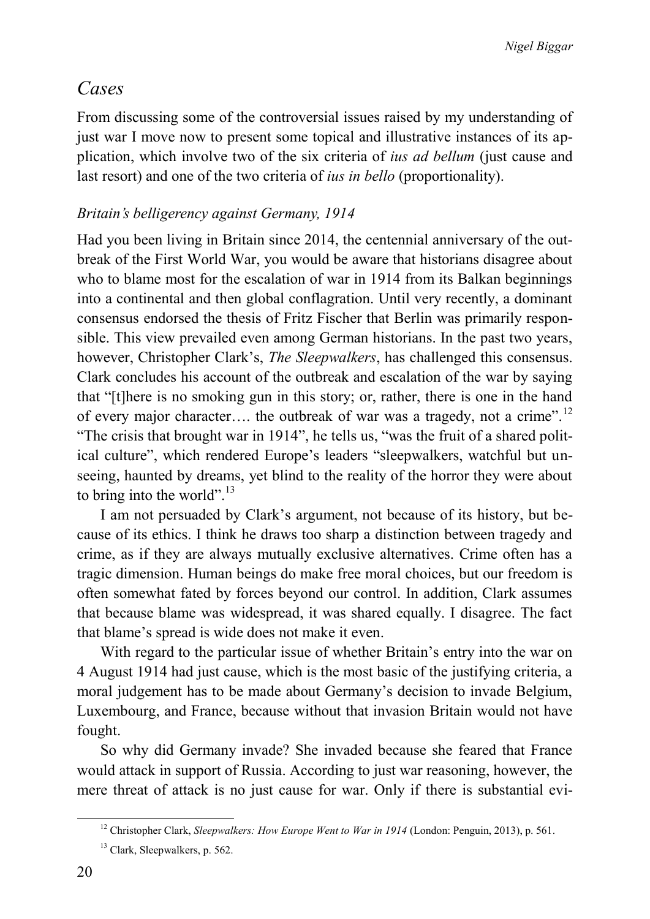## *Cases*

From discussing some of the controversial issues raised by my understanding of just war I move now to present some topical and illustrative instances of its application, which involve two of the six criteria of *ius ad bellum* (just cause and last resort) and one of the two criteria of *ius in bello* (proportionality).

### *Britain's belligerency against Germany, 1914*

Had you been living in Britain since 2014, the centennial anniversary of the outbreak of the First World War, you would be aware that historians disagree about who to blame most for the escalation of war in 1914 from its Balkan beginnings into a continental and then global conflagration. Until very recently, a dominant consensus endorsed the thesis of Fritz Fischer that Berlin was primarily responsible. This view prevailed even among German historians. In the past two years, however, Christopher Clark's, *The Sleepwalkers*, has challenged this consensus. Clark concludes his account of the outbreak and escalation of the war by saying that "[t]here is no smoking gun in this story; or, rather, there is one in the hand of every major character…. the outbreak of war was a tragedy, not a crime".[12] "The crisis that brought war in 1914", he tells us, "was the fruit of a shared political culture", which rendered Europe's leaders "sleepwalkers, watchful but unseeing, haunted by dreams, yet blind to the reality of the horror they were about to bring into the world".[13]

I am not persuaded by Clark's argument, not because of its history, but because of its ethics. I think he draws too sharp a distinction between tragedy and crime, as if they are always mutually exclusive alternatives. Crime often has a tragic dimension. Human beings do make free moral choices, but our freedom is often somewhat fated by forces beyond our control. In addition, Clark assumes that because blame was widespread, it was shared equally. I disagree. The fact that blame's spread is wide does not make it even.

With regard to the particular issue of whether Britain's entry into the war on 4 August 1914 had just cause, which is the most basic of the justifying criteria, a moral judgement has to be made about Germany's decision to invade Belgium, Luxembourg, and France, because without that invasion Britain would not have fought.

So why did Germany invade? She invaded because she feared that France would attack in support of Russia. According to just war reasoning, however, the mere threat of attack is no just cause for war. Only if there is substantial evi-

---

[12] Christopher Clark, *Sleepwalkers: How Europe Went to War in 1914* (London: Penguin, 2013), p. 561.

[13] Clark, Sleepwalkers, p. 562.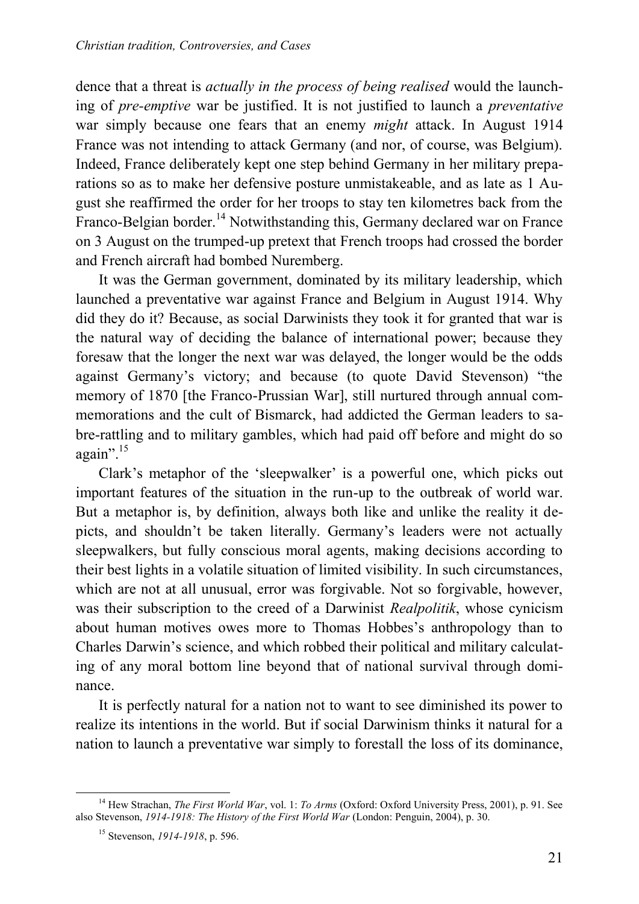dence that a threat is *actually in the process of being realised* would the launching of *pre-emptive* war be justified. It is not justified to launch a *preventative* war simply because one fears that an enemy *might* attack. In August 1914 France was not intending to attack Germany (and nor, of course, was Belgium). Indeed, France deliberately kept one step behind Germany in her military preparations so as to make her defensive posture unmistakeable, and as late as 1 August she reaffirmed the order for her troops to stay ten kilometres back from the Franco-Belgian border.[14] Notwithstanding this, Germany declared war on France on 3 August on the trumped-up pretext that French troops had crossed the border and French aircraft had bombed Nuremberg.

It was the German government, dominated by its military leadership, which launched a preventative war against France and Belgium in August 1914. Why did they do it? Because, as social Darwinists they took it for granted that war is the natural way of deciding the balance of international power; because they foresaw that the longer the next war was delayed, the longer would be the odds against Germany's victory; and because (to quote David Stevenson) "the memory of 1870 [the Franco-Prussian War], still nurtured through annual commemorations and the cult of Bismarck, had addicted the German leaders to sabre-rattling and to military gambles, which had paid off before and might do so again".[15]

Clark's metaphor of the 'sleepwalker' is a powerful one, which picks out important features of the situation in the run-up to the outbreak of world war. But a metaphor is, by definition, always both like and unlike the reality it depicts, and shouldn't be taken literally. Germany's leaders were not actually sleepwalkers, but fully conscious moral agents, making decisions according to their best lights in a volatile situation of limited visibility. In such circumstances, which are not at all unusual, error was forgivable. Not so forgivable, however, was their subscription to the creed of a Darwinist *Realpolitik*, whose cynicism about human motives owes more to Thomas Hobbes's anthropology than to Charles Darwin's science, and which robbed their political and military calculating of any moral bottom line beyond that of national survival through dominance.

It is perfectly natural for a nation not to want to see diminished its power to realize its intentions in the world. But if social Darwinism thinks it natural for a nation to launch a preventative war simply to forestall the loss of its dominance,

---

[14] Hew Strachan, *The First World War*, vol. 1: *To Arms* (Oxford: Oxford University Press, 2001), p. 91. See also Stevenson, *1914-1918: The History of the First World War* (London: Penguin, 2004), p. 30.

[15] Stevenson, *1914-1918*, p. 596.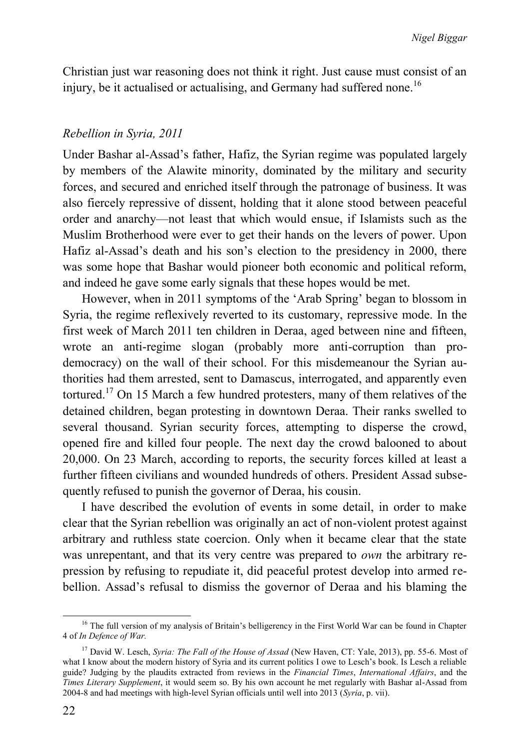Christian just war reasoning does not think it right. Just cause must consist of an injury, be it actualised or actualising, and Germany had suffered none.[16]

### *Rebellion in Syria, 2011*

Under Bashar al-Assad's father, Hafiz, the Syrian regime was populated largely by members of the Alawite minority, dominated by the military and security forces, and secured and enriched itself through the patronage of business. It was also fiercely repressive of dissent, holding that it alone stood between peaceful order and anarchy—not least that which would ensue, if Islamists such as the Muslim Brotherhood were ever to get their hands on the levers of power. Upon Hafiz al-Assad's death and his son's election to the presidency in 2000, there was some hope that Bashar would pioneer both economic and political reform, and indeed he gave some early signals that these hopes would be met.

However, when in 2011 symptoms of the 'Arab Spring' began to blossom in Syria, the regime reflexively reverted to its customary, repressive mode. In the first week of March 2011 ten children in Deraa, aged between nine and fifteen, wrote an anti-regime slogan (probably more anti-corruption than pro-democracy) on the wall of their school. For this misdemeanour the Syrian authorities had them arrested, sent to Damascus, interrogated, and apparently even tortured.[17] On 15 March a few hundred protesters, many of them relatives of the detained children, began protesting in downtown Deraa. Their ranks swelled to several thousand. Syrian security forces, attempting to disperse the crowd, opened fire and killed four people. The next day the crowd balooned to about 20,000. On 23 March, according to reports, the security forces killed at least a further fifteen civilians and wounded hundreds of others. President Assad subsequently refused to punish the governor of Deraa, his cousin.

I have described the evolution of events in some detail, in order to make clear that the Syrian rebellion was originally an act of non-violent protest against arbitrary and ruthless state coercion. Only when it became clear that the state was unrepentant, and that its very centre was prepared to *own* the arbitrary repression by refusing to repudiate it, did peaceful protest develop into armed rebellion. Assad's refusal to dismiss the governor of Deraa and his blaming the

---

[16] The full version of my analysis of Britain's belligerency in the First World War can be found in Chapter 4 of *In Defence of War.*

[17] David W. Lesch, *Syria: The Fall of the House of Assad* (New Haven, CT: Yale, 2013), pp. 55-6. Most of what I know about the modern history of Syria and its current politics I owe to Lesch's book. Is Lesch a reliable guide? Judging by the plaudits extracted from reviews in the *Financial Times*, *International Affairs*, and the *Times Literary Supplement*, it would seem so. By his own account he met regularly with Bashar al-Assad from 2004-8 and had meetings with high-level Syrian officials until well into 2013 (*Syria*, p. vii).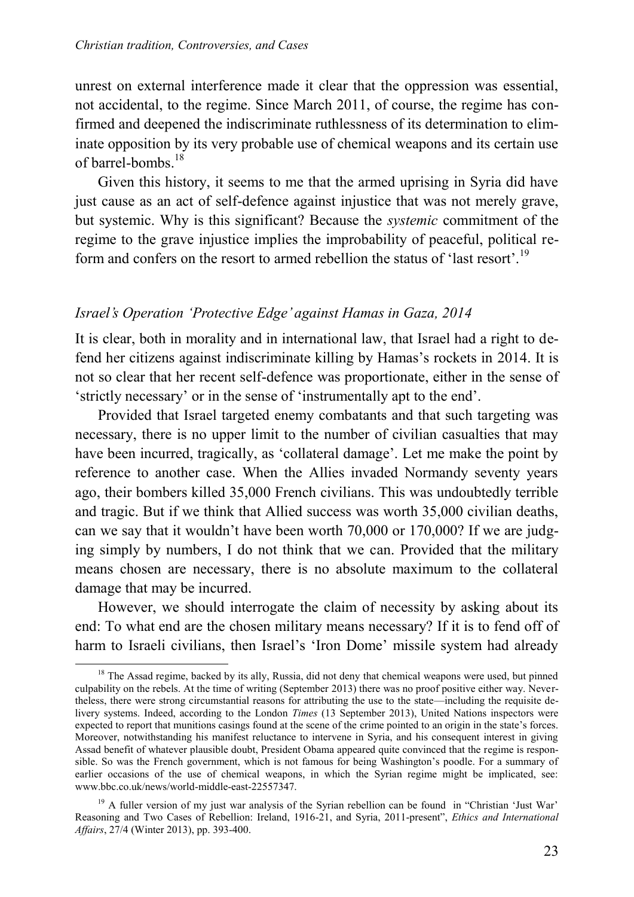unrest on external interference made it clear that the oppression was essential, not accidental, to the regime. Since March 2011, of course, the regime has confirmed and deepened the indiscriminate ruthlessness of its determination to eliminate opposition by its very probable use of chemical weapons and its certain use of barrel-bombs.[18]

Given this history, it seems to me that the armed uprising in Syria did have just cause as an act of self-defence against injustice that was not merely grave, but systemic. Why is this significant? Because the *systemic* commitment of the regime to the grave injustice implies the improbability of peaceful, political reform and confers on the resort to armed rebellion the status of 'last resort'.[19]

### *Israel's Operation 'Protective Edge' against Hamas in Gaza, 2014*

It is clear, both in morality and in international law, that Israel had a right to defend her citizens against indiscriminate killing by Hamas's rockets in 2014. It is not so clear that her recent self-defence was proportionate, either in the sense of 'strictly necessary' or in the sense of 'instrumentally apt to the end'.

Provided that Israel targeted enemy combatants and that such targeting was necessary, there is no upper limit to the number of civilian casualties that may have been incurred, tragically, as 'collateral damage'. Let me make the point by reference to another case. When the Allies invaded Normandy seventy years ago, their bombers killed 35,000 French civilians. This was undoubtedly terrible and tragic. But if we think that Allied success was worth 35,000 civilian deaths, can we say that it wouldn't have been worth 70,000 or 170,000? If we are judging simply by numbers, I do not think that we can. Provided that the military means chosen are necessary, there is no absolute maximum to the collateral damage that may be incurred.

However, we should interrogate the claim of necessity by asking about its end: To what end are the chosen military means necessary? If it is to fend off of harm to Israeli civilians, then Israel's 'Iron Dome' missile system had already

---

[18] The Assad regime, backed by its ally, Russia, did not deny that chemical weapons were used, but pinned culpability on the rebels. At the time of writing (September 2013) there was no proof positive either way. Nevertheless, there were strong circumstantial reasons for attributing the use to the state—including the requisite delivery systems. Indeed, according to the London *Times* (13 September 2013), United Nations inspectors were expected to report that munitions casings found at the scene of the crime pointed to an origin in the state's forces. Moreover, notwithstanding his manifest reluctance to intervene in Syria, and his consequent interest in giving Assad benefit of whatever plausible doubt, President Obama appeared quite convinced that the regime is responsible. So was the French government, which is not famous for being Washington's poodle. For a summary of earlier occasions of the use of chemical weapons, in which the Syrian regime might be implicated, see: www.bbc.co.uk/news/world-middle-east-22557347.

[19] A fuller version of my just war analysis of the Syrian rebellion can be found in "Christian 'Just War' Reasoning and Two Cases of Rebellion: Ireland, 1916-21, and Syria, 2011-present", *Ethics and International Affairs*, 27/4 (Winter 2013), pp. 393-400.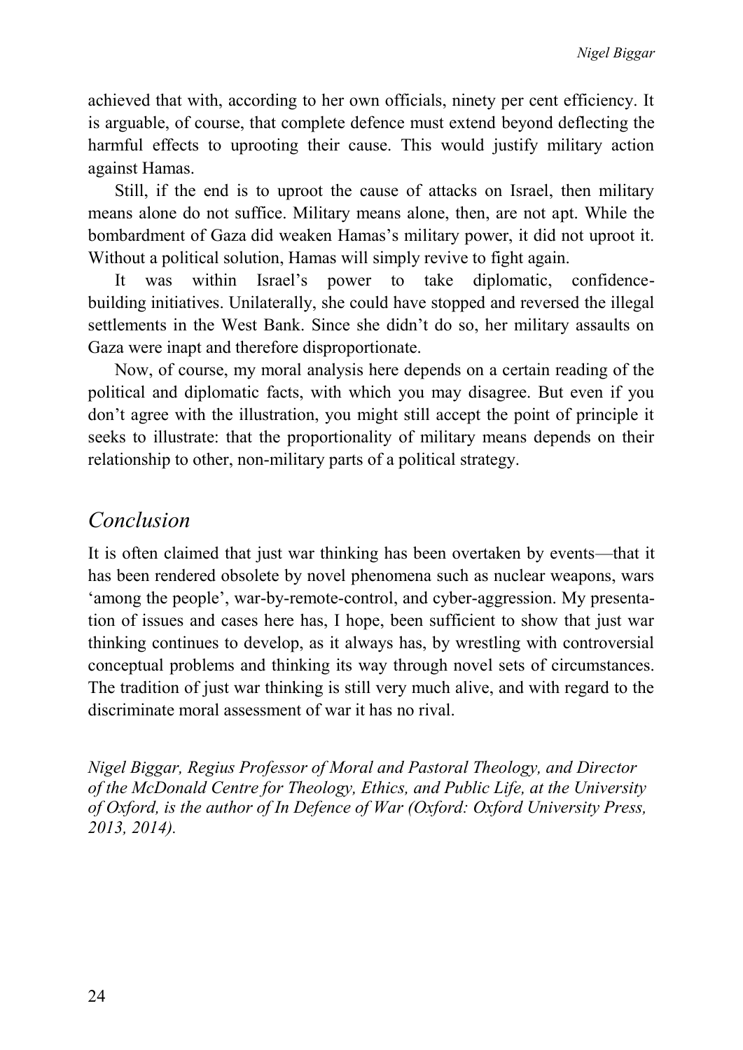achieved that with, according to her own officials, ninety per cent efficiency. It is arguable, of course, that complete defence must extend beyond deflecting the harmful effects to uprooting their cause. This would justify military action against Hamas.

Still, if the end is to uproot the cause of attacks on Israel, then military means alone do not suffice. Military means alone, then, are not apt. While the bombardment of Gaza did weaken Hamas's military power, it did not uproot it. Without a political solution, Hamas will simply revive to fight again.

It was within Israel's power to take diplomatic, confidence-building initiatives. Unilaterally, she could have stopped and reversed the illegal settlements in the West Bank. Since she didn't do so, her military assaults on Gaza were inapt and therefore disproportionate.

Now, of course, my moral analysis here depends on a certain reading of the political and diplomatic facts, with which you may disagree. But even if you don't agree with the illustration, you might still accept the point of principle it seeks to illustrate: that the proportionality of military means depends on their relationship to other, non-military parts of a political strategy.

## *Conclusion*

It is often claimed that just war thinking has been overtaken by events—that it has been rendered obsolete by novel phenomena such as nuclear weapons, wars 'among the people', war-by-remote-control, and cyber-aggression. My presentation of issues and cases here has, I hope, been sufficient to show that just war thinking continues to develop, as it always has, by wrestling with controversial conceptual problems and thinking its way through novel sets of circumstances. The tradition of just war thinking is still very much alive, and with regard to the discriminate moral assessment of war it has no rival.

*Nigel Biggar, Regius Professor of Moral and Pastoral Theology, and Director of the McDonald Centre for Theology, Ethics, and Public Life, at the University of Oxford, is the author of In Defence of War (Oxford: Oxford University Press, 2013, 2014).*